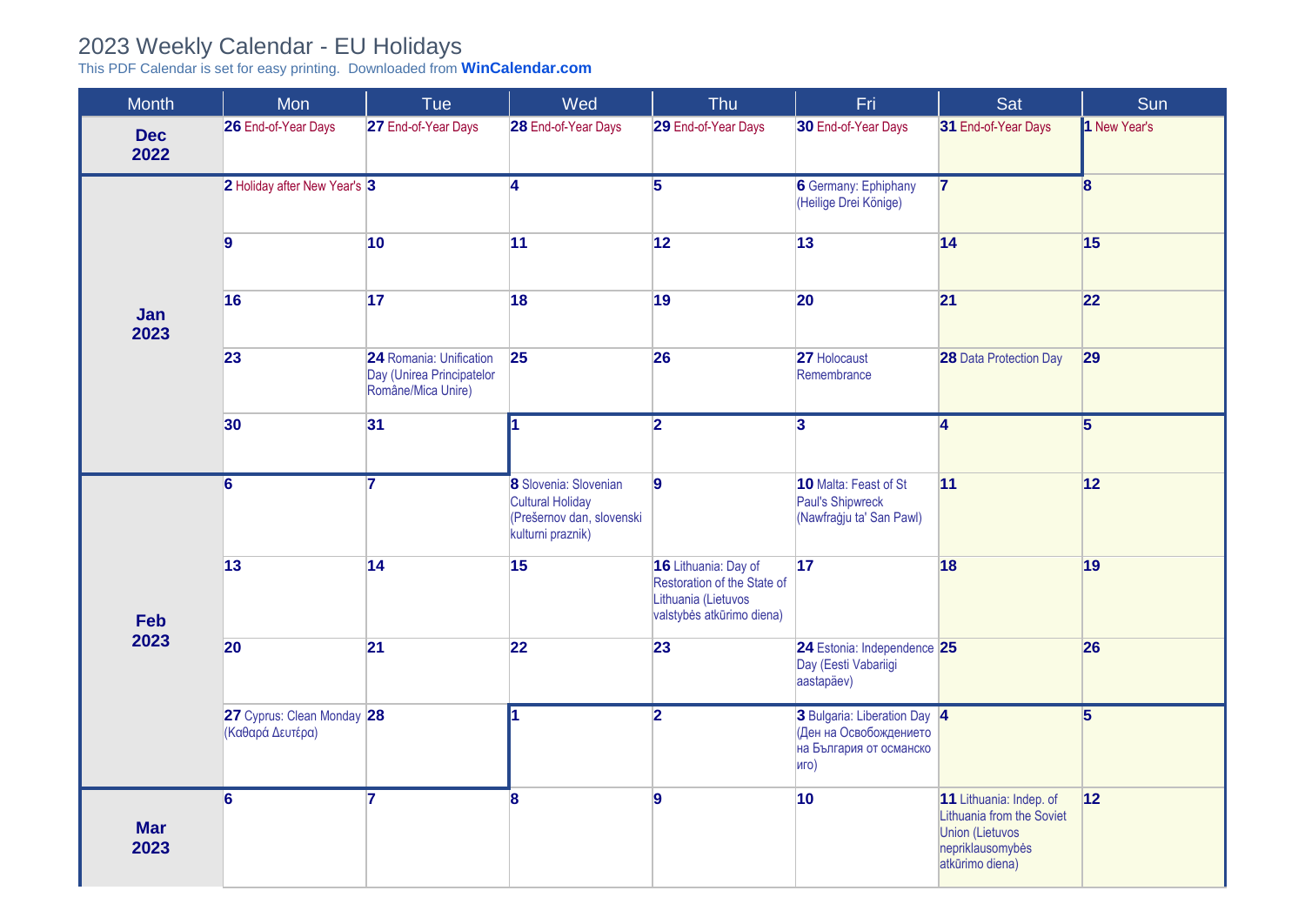# 2023 Weekly Calendar - EU Holidays

This PDF Calendar is set for easy printing. Downloaded from **WinCalendar.com**

| Month | Mon | Tue | Wed | Thu | Fri | Sat | Sun |
|---|---|---|---|---|---|---|---|
| **Dec 2022** | **26** End-of-Year Days | **27** End-of-Year Days | **28** End-of-Year Days | **29** End-of-Year Days | **30** End-of-Year Days | **31** End-of-Year Days | **1** New Year's |
| **Jan 2023** | **2** Holiday after New Year's | **3** | **4** | **5** | **6** Germany: Ephiphany (Heilige Drei Könige) | **7** | **8** |
| | **9** | **10** | **11** | **12** | **13** | **14** | **15** |
| | **16** | **17** | **18** | **19** | **20** | **21** | **22** |
| | **23** | **24** Romania: Unification Day (Unirea Principatelor Române/Mica Unire) | **25** | **26** | **27** Holocaust Remembrance | **28** Data Protection Day | **29** |
| | **30** | **31** | **1** | **2** | **3** | **4** | **5** |
| **Feb 2023** | **6** | **7** | **8** Slovenia: Slovenian Cultural Holiday (Prešernov dan, slovenski kulturni praznik) | **9** | **10** Malta: Feast of St Paul's Shipwreck (Nawfraġju ta' San Pawl) | **11** | **12** |
| | **13** | **14** | **15** | **16** Lithuania: Day of Restoration of the State of Lithuania (Lietuvos valstybės atkūrimo diena) | **17** | **18** | **19** |
| | **20** | **21** | **22** | **23** | **24** Estonia: Independence Day (Eesti Vabariigi aastapäev) | **25** | **26** |
| | **27** Cyprus: Clean Monday (Καθαρά Δευτέρα) | **28** | **1** | **2** | **3** Bulgaria: Liberation Day (Ден на Освобождението на България от османско иго) | **4** | **5** |
| **Mar 2023** | **6** | **7** | **8** | **9** | **10** | **11** Lithuania: Indep. of Lithuania from the Soviet Union (Lietuvos nepriklausomybės atkūrimo diena) | **12** |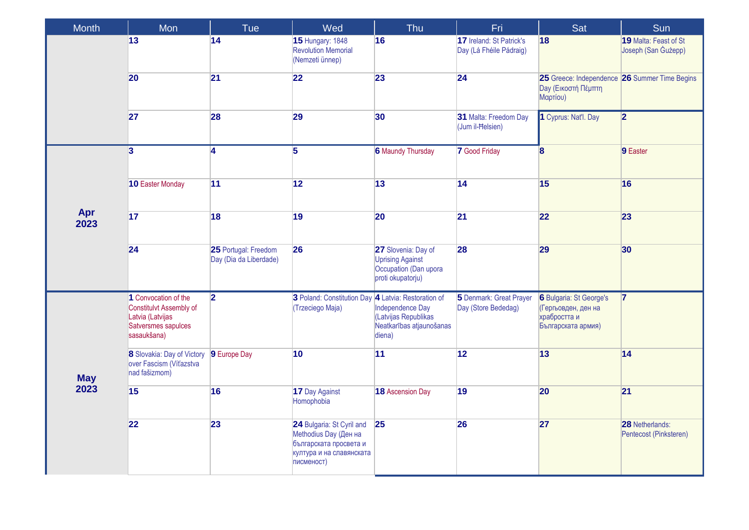| Month | Mon | Tue | Wed | Thu | Fri | Sat | Sun |
|---|---|---|---|---|---|---|---|
| | 13 | 14 | 15 Hungary: 1848 Revolution Memorial (Nemzeti ünnep) | 16 | 17 Ireland: St Patrick's Day (Lá Fhéile Pádraig) | 18 | 19 Malta: Feast of St Joseph (San Ġużepp) |
| | 20 | 21 | 22 | 23 | 24 | 25 Greece: Independence Day (Εικοστή Πέμπτη Μαρτίου) | 26 Summer Time Begins |
| | 27 | 28 | 29 | 30 | 31 Malta: Freedom Day (Jum il-Ħelsien) | 1 Cyprus: Nat'l. Day | 2 |
| **Apr 2023** | 3 | 4 | 5 | 6 Maundy Thursday | 7 Good Friday | 8 | 9 Easter |
| | 10 Easter Monday | 11 | 12 | 13 | 14 | 15 | 16 |
| | 17 | 18 | 19 | 20 | 21 | 22 | 23 |
| | 24 | 25 Portugal: Freedom Day (Dia da Liberdade) | 26 | 27 Slovenia: Day of Uprising Against Occupation (Dan upora proti okupatorju) | 28 | 29 | 30 |
| **May 2023** | 1 Convocation of the Constitulvt Assembly of Latvia (Latvijas Satversmes sapulces sasaukšana) | 2 | 3 Poland: Constitution Day (Trzeciego Maja) | 4 Latvia: Restoration of Independence Day (Latvijas Republikas Neatkarības atjaunošanas diena) | 5 Denmark: Great Prayer Day (Store Bededag) | 6 Bulgaria: St George's (Гергьовден, ден на храбростта и Българската армия) | 7 |
| | 8 Slovakia: Day of Victory over Fascism (Víťazstva nad fašizmom) | 9 Europe Day | 10 | 11 | 12 | 13 | 14 |
| | 15 | 16 | 17 Day Against Homophobia | 18 Ascension Day | 19 | 20 | 21 |
| | 22 | 23 | 24 Bulgaria: St Cyril and Methodius Day (Ден на българската просвета и култура и на славянската писменост) | 25 | 26 | 27 | 28 Netherlands: Pentecost (Pinksteren) |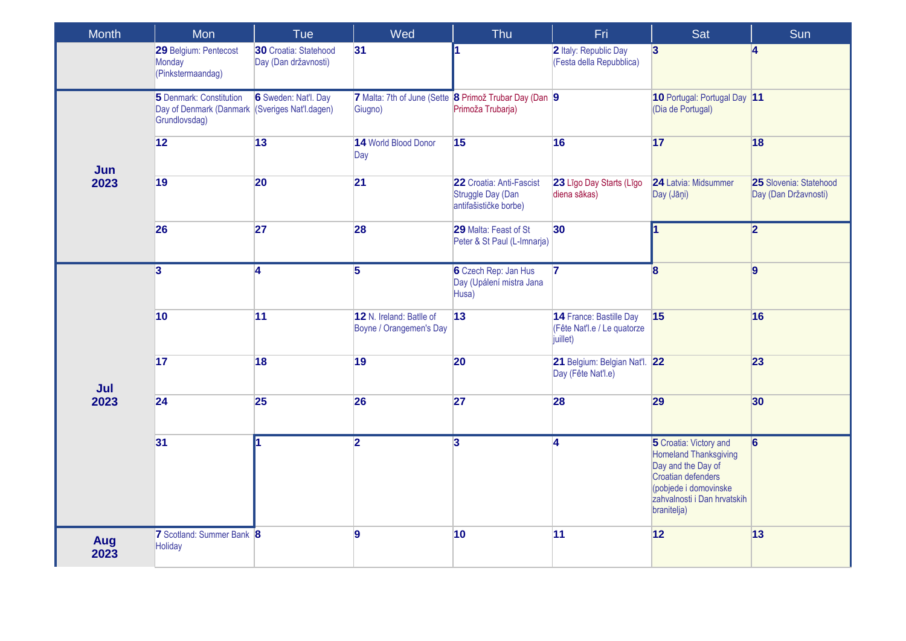| Month | Mon | Tue | Wed | Thu | Fri | Sat | Sun |
|---|---|---|---|---|---|---|---|
| | **29** Belgium: Pentecost Monday (Pinkstermaandag) | **30** Croatia: Statehood Day (Dan državnosti) | **31** | **1** | **2** Italy: Republic Day (Festa della Repubblica) | **3** | **4** |
| **Jun 2023** | **5** Denmark: Constitution Day of Denmark (Danmark Grundlovsdag) | **6** Sweden: Nat'l. Day (Sveriges Nat'l.dagen) | **7** Malta: 7th of June (Sette Giugno) | **8** Primož Trubar Day (Dan Primoža Trubarja) | **9** | **10** Portugal: Portugal Day (Dia de Portugal) | **11** |
| | **12** | **13** | **14** World Blood Donor Day | **15** | **16** | **17** | **18** |
| | **19** | **20** | **21** | **22** Croatia: Anti-Fascist Struggle Day (Dan antifašističke borbe) | **23** Līgo Day Starts (Līgo diena sākas) | **24** Latvia: Midsummer Day (Jāņi) | **25** Slovenia: Statehood Day (Dan Državnosti) |
| | **26** | **27** | **28** | **29** Malta: Feast of St Peter & St Paul (L-Imnarja) | **30** | **1** | **2** |
| **Jul 2023** | **3** | **4** | **5** | **6** Czech Rep: Jan Hus Day (Upálení mistra Jana Husa) | **7** | **8** | **9** |
| | **10** | **11** | **12** N. Ireland: Batlle of Boyne / Orangemen's Day | **13** | **14** France: Bastille Day (Fête Nat'l.e / Le quatorze juillet) | **15** | **16** |
| | **17** | **18** | **19** | **20** | **21** Belgium: Belgian Nat'l. Day (Fête Nat'l.e) | **22** | **23** |
| | **24** | **25** | **26** | **27** | **28** | **29** | **30** |
| | **31** | **1** | **2** | **3** | **4** | **5** Croatia: Victory and Homeland Thanksgiving Day and the Day of Croatian defenders (pobjede i domovinske zahvalnosti i Dan hrvatskih branitelja) | **6** |
| **Aug 2023** | **7** Scotland: Summer Bank Holiday | **8** | **9** | **10** | **11** | **12** | **13** |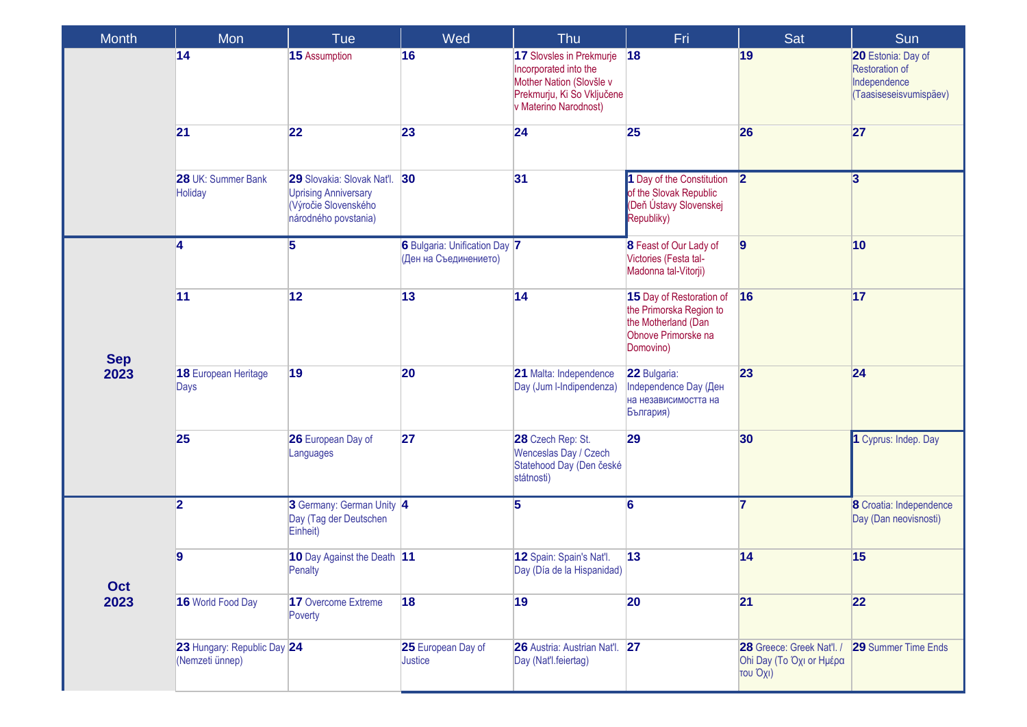| Month | Mon | Tue | Wed | Thu | Fri | Sat | Sun |
|---|---|---|---|---|---|---|---|
| | **14** | **15** Assumption | **16** | **17** Slovsles in Prekmurje Incorporated into the Mother Nation (Slovšle v Prekmurju, Ki So Vključene v Materino Narodnost) | **18** | **19** | **20** Estonia: Day of Restoration of Independence (Taasiseseisvumispäev) |
| | **21** | **22** | **23** | **24** | **25** | **26** | **27** |
| | **28** UK: Summer Bank Holiday | **29** Slovakia: Slovak Nat'l. Uprising Anniversary (Výročie Slovenského národného povstania) | **30** | **31** | **1** Day of the Constitution of the Slovak Republic (Deň Ústavy Slovenskej Republiky) | **2** | **3** |
| **Sep 2023** | **4** | **5** | **6** Bulgaria: Unification Day (Ден на Съединението) | **7** | **8** Feast of Our Lady of Victories (Festa tal-Madonna tal-Vitorji) | **9** | **10** |
| | **11** | **12** | **13** | **14** | **15** Day of Restoration of the Primorska Region to the Motherland (Dan Obnove Primorske na Domovino) | **16** | **17** |
| | **18** European Heritage Days | **19** | **20** | **21** Malta: Independence Day (Jum l-Indipendenza) | **22** Bulgaria: Independence Day (Ден на независимостта на България) | **23** | **24** |
| | **25** | **26** European Day of Languages | **27** | **28** Czech Rep: St. Wenceslas Day / Czech Statehood Day (Den české státnosti) | **29** | **30** | **1** Cyprus: Indep. Day |
| **Oct 2023** | **2** | **3** Germany: German Unity Day (Tag der Deutschen Einheit) | **4** | **5** | **6** | **7** | **8** Croatia: Independence Day (Dan neovisnosti) |
| | **9** | **10** Day Against the Death Penalty | **11** | **12** Spain: Spain's Nat'l. Day (Día de la Hispanidad) | **13** | **14** | **15** |
| | **16** World Food Day | **17** Overcome Extreme Poverty | **18** | **19** | **20** | **21** | **22** |
| | **23** Hungary: Republic Day (Nemzeti ünnep) | **24** | **25** European Day of Justice | **26** Austria: Austrian Nat'l. Day (Nat'l.feiertag) | **27** | **28** Greece: Greek Nat'l. / Ohi Day (Το Όχι or Ημέρα του Όχι) | **29** Summer Time Ends |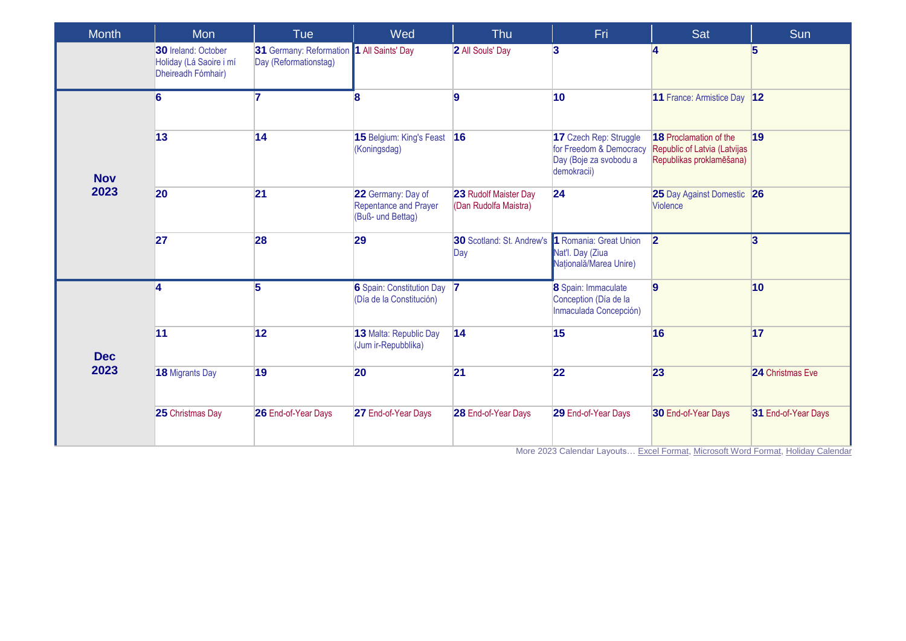| Month | Mon | Tue | Wed | Thu | Fri | Sat | Sun |
| --- | --- | --- | --- | --- | --- | --- | --- |
| | **30** Ireland: October Holiday (Lá Saoire i mí Dheireadh Fómhair) | **31** Germany: Reformation Day (Reformationstag) | **1** All Saints' Day | **2** All Souls' Day | **3** | **4** | **5** |
| **Nov 2023** | **6** | **7** | **8** | **9** | **10** | **11** France: Armistice Day | **12** |
| | **13** | **14** | **15** Belgium: King's Feast (Koningsdag) | **16** | **17** Czech Rep: Struggle for Freedom & Democracy Day (Boje za svobodu a demokracii) | **18** Proclamation of the Republic of Latvia (Latvijas Republikas proklamēšana) | **19** |
| | **20** | **21** | **22** Germany: Day of Repentance and Prayer (Buß- und Bettag) | **23** Rudolf Maister Day (Dan Rudolfa Maistra) | **24** | **25** Day Against Domestic Violence | **26** |
| | **27** | **28** | **29** | **30** Scotland: St. Andrew's Day | **1** Romania: Great Union Nat'l. Day (Ziua Națională/Marea Unire) | **2** | **3** |
| **Dec 2023** | **4** | **5** | **6** Spain: Constitution Day (Día de la Constitución) | **7** | **8** Spain: Immaculate Conception (Día de la Inmaculada Concepción) | **9** | **10** |
| | **11** | **12** | **13** Malta: Republic Day (Jum ir-Repubblika) | **14** | **15** | **16** | **17** |
| | **18** Migrants Day | **19** | **20** | **21** | **22** | **23** | **24** Christmas Eve |
| | **25** Christmas Day | **26** End-of-Year Days | **27** End-of-Year Days | **28** End-of-Year Days | **29** End-of-Year Days | **30** End-of-Year Days | **31** End-of-Year Days |

More 2023 Calendar Layouts… Excel Format, Microsoft Word Format, Holiday Calendar